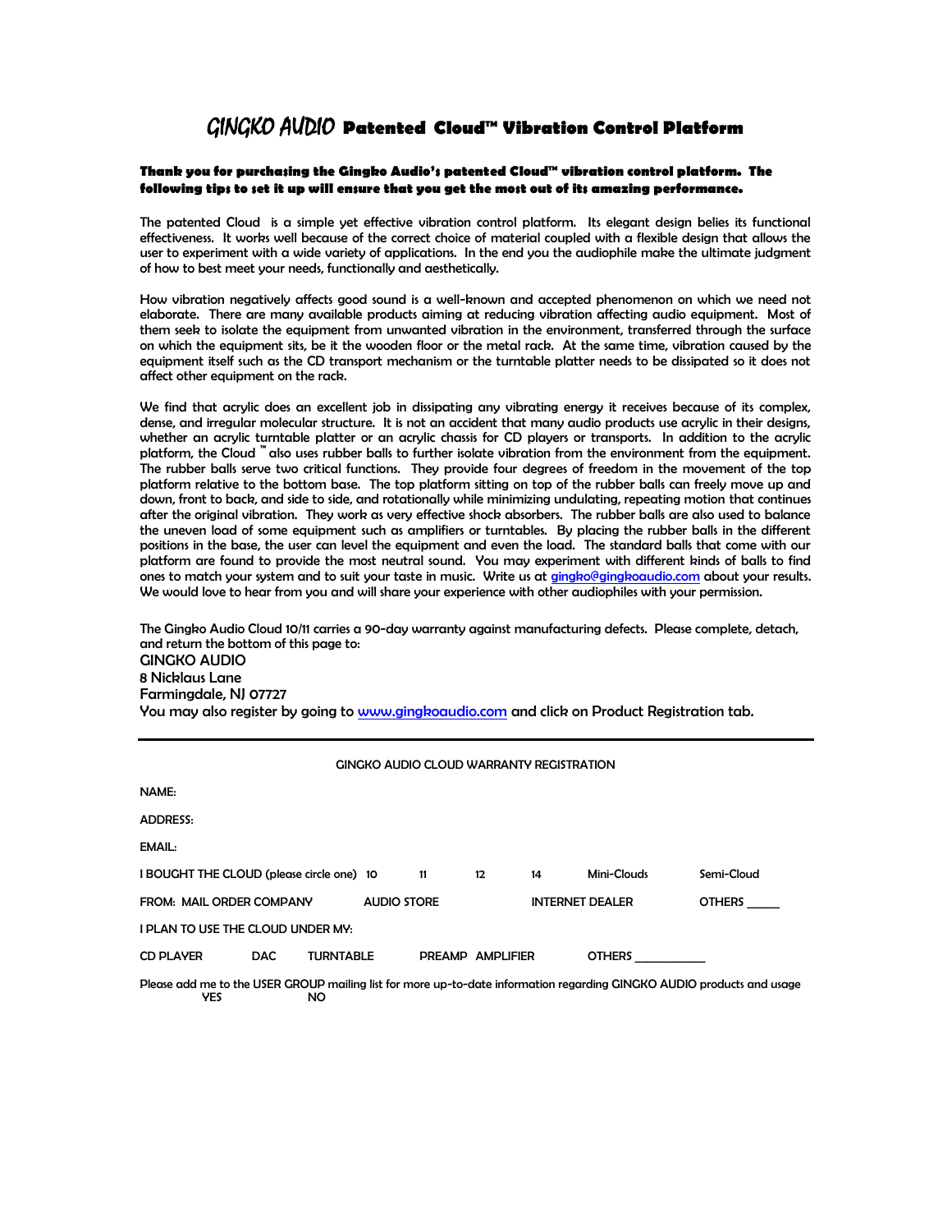# GINGKO AUDIO Patented Cloud™ Vibration Control Platform

**Thank you for purchasing the Gingko Audio's patented Cloud™ vibration control platform. The following tips to set it up will ensure that you get the most out of its amazing performance.**

The patented Cloud is a simple yet effective vibration control platform. Its elegant design belies its functional effectiveness. It works well because of the correct choice of material coupled with a flexible design that allows the user to experiment with a wide variety of applications. In the end you the audiophile make the ultimate judgment of how to best meet your needs, functionally and aesthetically.

How vibration negatively affects good sound is a well-known and accepted phenomenon on which we need not elaborate. There are many available products aiming at reducing vibration affecting audio equipment. Most of them seek to isolate the equipment from unwanted vibration in the environment, transferred through the surface on which the equipment sits, be it the wooden floor or the metal rack. At the same time, vibration caused by the equipment itself such as the CD transport mechanism or the turntable platter needs to be dissipated so it does not affect other equipment on the rack.

We find that acrylic does an excellent job in dissipating any vibrating energy it receives because of its complex, dense, and irregular molecular structure. It is not an accident that many audio products use acrylic in their designs, whether an acrylic turntable platter or an acrylic chassis for CD players or transports. In addition to the acrylic platform, the Cloud ™ also uses rubber balls to further isolate vibration from the environment from the equipment. The rubber balls serve two critical functions. They provide four degrees of freedom in the movement of the top platform relative to the bottom base. The top platform sitting on top of the rubber balls can freely move up and down, front to back, and side to side, and rotationally while minimizing undulating, repeating motion that continues after the original vibration. They work as very effective shock absorbers. The rubber balls are also used to balance the uneven load of some equipment such as amplifiers or turntables. By placing the rubber balls in the different positions in the base, the user can level the equipment and even the load. The standard balls that come with our platform are found to provide the most neutral sound. You may experiment with different kinds of balls to find ones to match your system and to suit your taste in music. Write us at gingko@gingkoaudio.com about your results. We would love to hear from you and will share your experience with other audiophiles with your permission.

The Gingko Audio Cloud 10/11 carries a 90-day warranty against manufacturing defects. Please complete, detach, and return the bottom of this page to:
GINGKO AUDIO
8 Nicklaus Lane
Farmingdale, NJ 07727
You may also register by going to www.gingkoaudio.com and click on Product Registration tab.

---

GINGKO AUDIO CLOUD WARRANTY REGISTRATION

NAME:

ADDRESS:

EMAIL:

I BOUGHT THE CLOUD (please circle one) 10 11 12 14 Mini-Clouds Semi-Cloud

FROM: MAIL ORDER COMPANY AUDIO STORE INTERNET DEALER OTHERS _____

I PLAN TO USE THE CLOUD UNDER MY:

CD PLAYER DAC TURNTABLE PREAMP AMPLIFIER OTHERS ___________

Please add me to the USER GROUP mailing list for more up-to-date information regarding GINGKO AUDIO products and usage
YES NO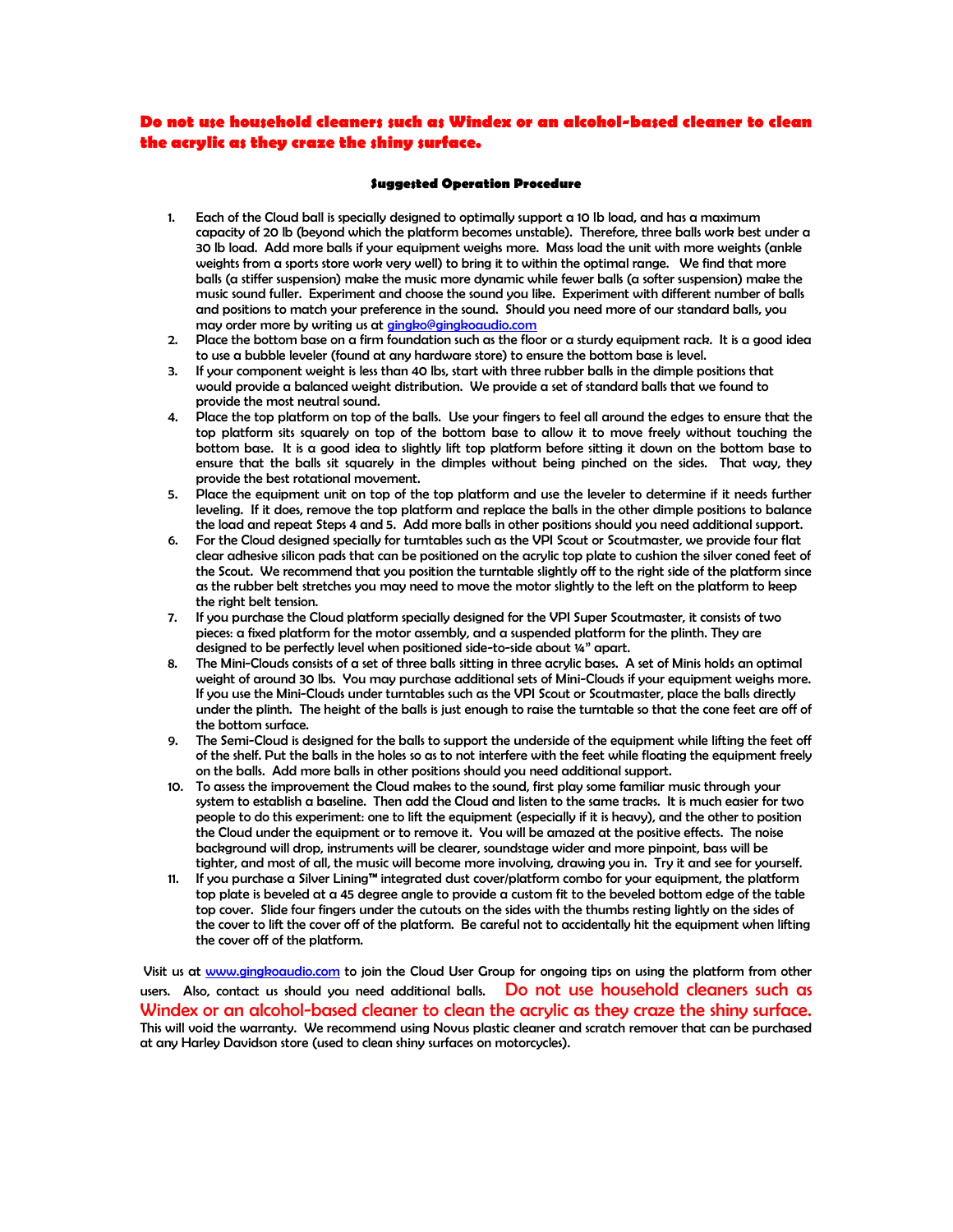**Do not use household cleaners such as Windex or an alcohol-based cleaner to clean the acrylic as they craze the shiny surface.**

**Suggested Operation Procedure**

1. Each of the Cloud ball is specially designed to optimally support a 10 lb load, and has a maximum capacity of 20 lb (beyond which the platform becomes unstable). Therefore, three balls work best under a 30 lb load. Add more balls if your equipment weighs more. Mass load the unit with more weights (ankle weights from a sports store work very well) to bring it to within the optimal range. We find that more balls (a stiffer suspension) make the music more dynamic while fewer balls (a softer suspension) make the music sound fuller. Experiment and choose the sound you like. Experiment with different number of balls and positions to match your preference in the sound. Should you need more of our standard balls, you may order more by writing us at gingko@gingkoaudio.com
2. Place the bottom base on a firm foundation such as the floor or a sturdy equipment rack. It is a good idea to use a bubble leveler (found at any hardware store) to ensure the bottom base is level.
3. If your component weight is less than 40 lbs, start with three rubber balls in the dimple positions that would provide a balanced weight distribution. We provide a set of standard balls that we found to provide the most neutral sound.
4. Place the top platform on top of the balls. Use your fingers to feel all around the edges to ensure that the top platform sits squarely on top of the bottom base to allow it to move freely without touching the bottom base. It is a good idea to slightly lift top platform before sitting it down on the bottom base to ensure that the balls sit squarely in the dimples without being pinched on the sides. That way, they provide the best rotational movement.
5. Place the equipment unit on top of the top platform and use the leveler to determine if it needs further leveling. If it does, remove the top platform and replace the balls in the other dimple positions to balance the load and repeat Steps 4 and 5. Add more balls in other positions should you need additional support.
6. For the Cloud designed specially for turntables such as the VPI Scout or Scoutmaster, we provide four flat clear adhesive silicon pads that can be positioned on the acrylic top plate to cushion the silver coned feet of the Scout. We recommend that you position the turntable slightly off to the right side of the platform since as the rubber belt stretches you may need to move the motor slightly to the left on the platform to keep the right belt tension.
7. If you purchase the Cloud platform specially designed for the VPI Super Scoutmaster, it consists of two pieces: a fixed platform for the motor assembly, and a suspended platform for the plinth. They are designed to be perfectly level when positioned side-to-side about ¼" apart.
8. The Mini-Clouds consists of a set of three balls sitting in three acrylic bases. A set of Minis holds an optimal weight of around 30 lbs. You may purchase additional sets of Mini-Clouds if your equipment weighs more. If you use the Mini-Clouds under turntables such as the VPI Scout or Scoutmaster, place the balls directly under the plinth. The height of the balls is just enough to raise the turntable so that the cone feet are off of the bottom surface.
9. The Semi-Cloud is designed for the balls to support the underside of the equipment while lifting the feet off of the shelf. Put the balls in the holes so as to not interfere with the feet while floating the equipment freely on the balls. Add more balls in other positions should you need additional support.
10. To assess the improvement the Cloud makes to the sound, first play some familiar music through your system to establish a baseline. Then add the Cloud and listen to the same tracks. It is much easier for two people to do this experiment: one to lift the equipment (especially if it is heavy), and the other to position the Cloud under the equipment or to remove it. You will be amazed at the positive effects. The noise background will drop, instruments will be clearer, soundstage wider and more pinpoint, bass will be tighter, and most of all, the music will become more involving, drawing you in. Try it and see for yourself.
11. If you purchase a Silver Lining™ integrated dust cover/platform combo for your equipment, the platform top plate is beveled at a 45 degree angle to provide a custom fit to the beveled bottom edge of the table top cover. Slide four fingers under the cutouts on the sides with the thumbs resting lightly on the sides of the cover to lift the cover off of the platform. Be careful not to accidentally hit the equipment when lifting the cover off of the platform.

Visit us at www.gingkoaudio.com to join the Cloud User Group for ongoing tips on using the platform from other users. Also, contact us should you need additional balls. Do not use household cleaners such as Windex or an alcohol-based cleaner to clean the acrylic as they craze the shiny surface. This will void the warranty. We recommend using Novus plastic cleaner and scratch remover that can be purchased at any Harley Davidson store (used to clean shiny surfaces on motorcycles).